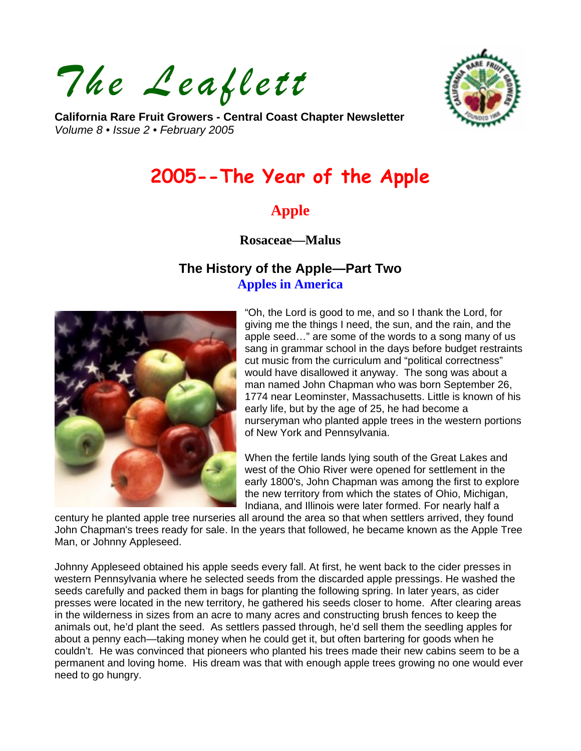# The Leaflett

**California Rare Fruit Growers - Central Coast Chapter Newsletter**
*Volume 8 • Issue 2 • February 2005*

# 2005--The Year of the Apple

## Apple

### Rosaceae—Malus

### The History of the Apple—Part Two

### Apples in America

"Oh, the Lord is good to me, and so I thank the Lord, for giving me the things I need, the sun, and the rain, and the apple seed…" are some of the words to a song many of us sang in grammar school in the days before budget restraints cut music from the curriculum and "political correctness" would have disallowed it anyway. The song was about a man named John Chapman who was born September 26, 1774 near Leominster, Massachusetts. Little is known of his early life, but by the age of 25, he had become a nurseryman who planted apple trees in the western portions of New York and Pennsylvania.

When the fertile lands lying south of the Great Lakes and west of the Ohio River were opened for settlement in the early 1800's, John Chapman was among the first to explore the new territory from which the states of Ohio, Michigan, Indiana, and Illinois were later formed. For nearly half a century he planted apple tree nurseries all around the area so that when settlers arrived, they found John Chapman's trees ready for sale. In the years that followed, he became known as the Apple Tree Man, or Johnny Appleseed.

Johnny Appleseed obtained his apple seeds every fall. At first, he went back to the cider presses in western Pennsylvania where he selected seeds from the discarded apple pressings. He washed the seeds carefully and packed them in bags for planting the following spring. In later years, as cider presses were located in the new territory, he gathered his seeds closer to home. After clearing areas in the wilderness in sizes from an acre to many acres and constructing brush fences to keep the animals out, he'd plant the seed. As settlers passed through, he'd sell them the seedling apples for about a penny each—taking money when he could get it, but often bartering for goods when he couldn't. He was convinced that pioneers who planted his trees made their new cabins seem to be a permanent and loving home. His dream was that with enough apple trees growing no one would ever need to go hungry.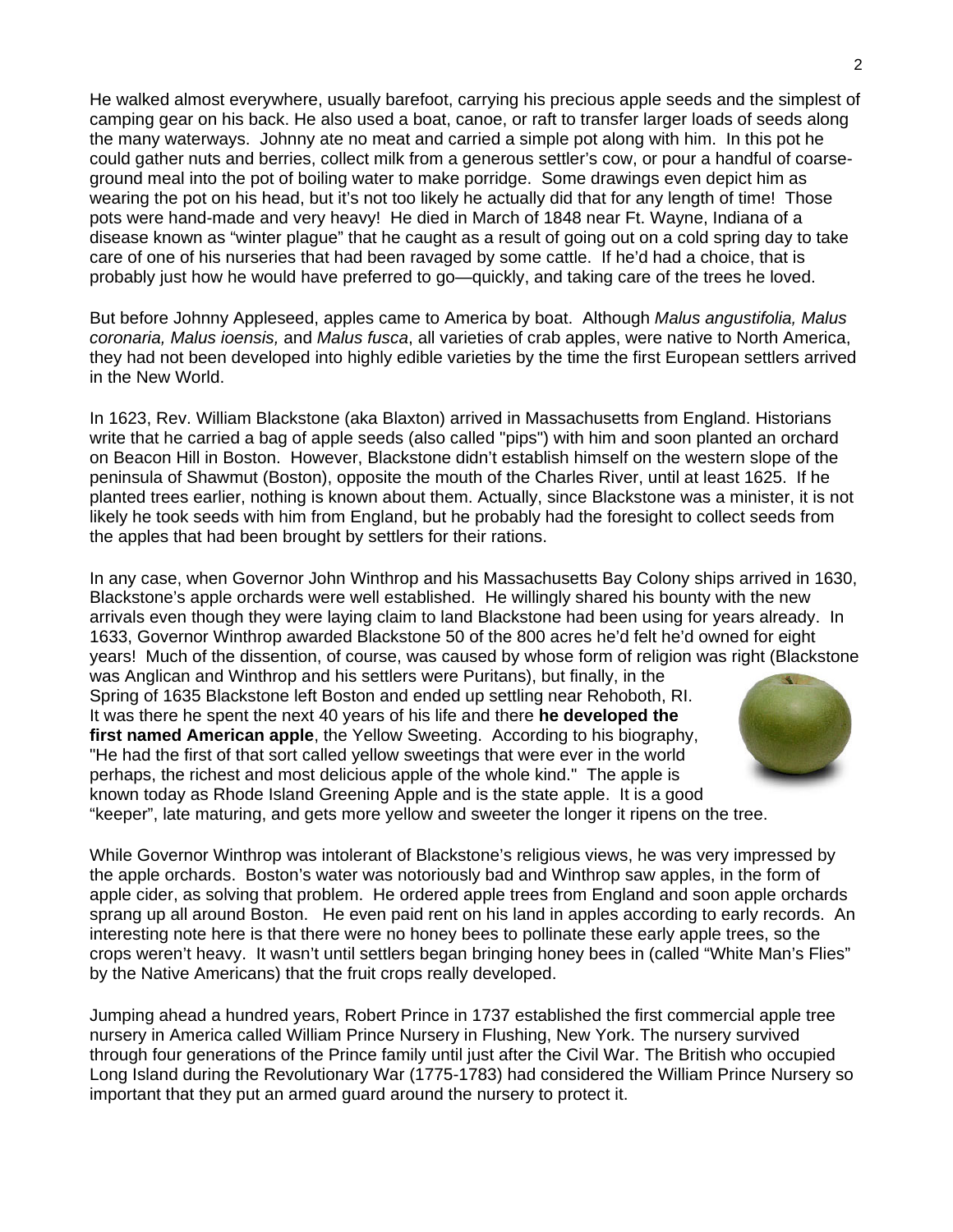He walked almost everywhere, usually barefoot, carrying his precious apple seeds and the simplest of camping gear on his back. He also used a boat, canoe, or raft to transfer larger loads of seeds along the many waterways. Johnny ate no meat and carried a simple pot along with him. In this pot he could gather nuts and berries, collect milk from a generous settler's cow, or pour a handful of coarse-ground meal into the pot of boiling water to make porridge. Some drawings even depict him as wearing the pot on his head, but it's not too likely he actually did that for any length of time! Those pots were hand-made and very heavy! He died in March of 1848 near Ft. Wayne, Indiana of a disease known as "winter plague" that he caught as a result of going out on a cold spring day to take care of one of his nurseries that had been ravaged by some cattle. If he'd had a choice, that is probably just how he would have preferred to go—quickly, and taking care of the trees he loved.

But before Johnny Appleseed, apples came to America by boat. Although *Malus angustifolia, Malus coronaria, Malus ioensis,* and *Malus fusca*, all varieties of crab apples, were native to North America, they had not been developed into highly edible varieties by the time the first European settlers arrived in the New World.

In 1623, Rev. William Blackstone (aka Blaxton) arrived in Massachusetts from England. Historians write that he carried a bag of apple seeds (also called "pips") with him and soon planted an orchard on Beacon Hill in Boston. However, Blackstone didn't establish himself on the western slope of the peninsula of Shawmut (Boston), opposite the mouth of the Charles River, until at least 1625. If he planted trees earlier, nothing is known about them. Actually, since Blackstone was a minister, it is not likely he took seeds with him from England, but he probably had the foresight to collect seeds from the apples that had been brought by settlers for their rations.

In any case, when Governor John Winthrop and his Massachusetts Bay Colony ships arrived in 1630, Blackstone's apple orchards were well established. He willingly shared his bounty with the new arrivals even though they were laying claim to land Blackstone had been using for years already. In 1633, Governor Winthrop awarded Blackstone 50 of the 800 acres he'd felt he'd owned for eight years! Much of the dissention, of course, was caused by whose form of religion was right (Blackstone was Anglican and Winthrop and his settlers were Puritans), but finally, in the Spring of 1635 Blackstone left Boston and ended up settling near Rehoboth, RI. It was there he spent the next 40 years of his life and there **he developed the first named American apple**, the Yellow Sweeting. According to his biography, "He had the first of that sort called yellow sweetings that were ever in the world perhaps, the richest and most delicious apple of the whole kind." The apple is known today as Rhode Island Greening Apple and is the state apple. It is a good "keeper", late maturing, and gets more yellow and sweeter the longer it ripens on the tree.

While Governor Winthrop was intolerant of Blackstone's religious views, he was very impressed by the apple orchards. Boston's water was notoriously bad and Winthrop saw apples, in the form of apple cider, as solving that problem. He ordered apple trees from England and soon apple orchards sprang up all around Boston. He even paid rent on his land in apples according to early records. An interesting note here is that there were no honey bees to pollinate these early apple trees, so the crops weren't heavy. It wasn't until settlers began bringing honey bees in (called "White Man's Flies" by the Native Americans) that the fruit crops really developed.

Jumping ahead a hundred years, Robert Prince in 1737 established the first commercial apple tree nursery in America called William Prince Nursery in Flushing, New York. The nursery survived through four generations of the Prince family until just after the Civil War. The British who occupied Long Island during the Revolutionary War (1775-1783) had considered the William Prince Nursery so important that they put an armed guard around the nursery to protect it.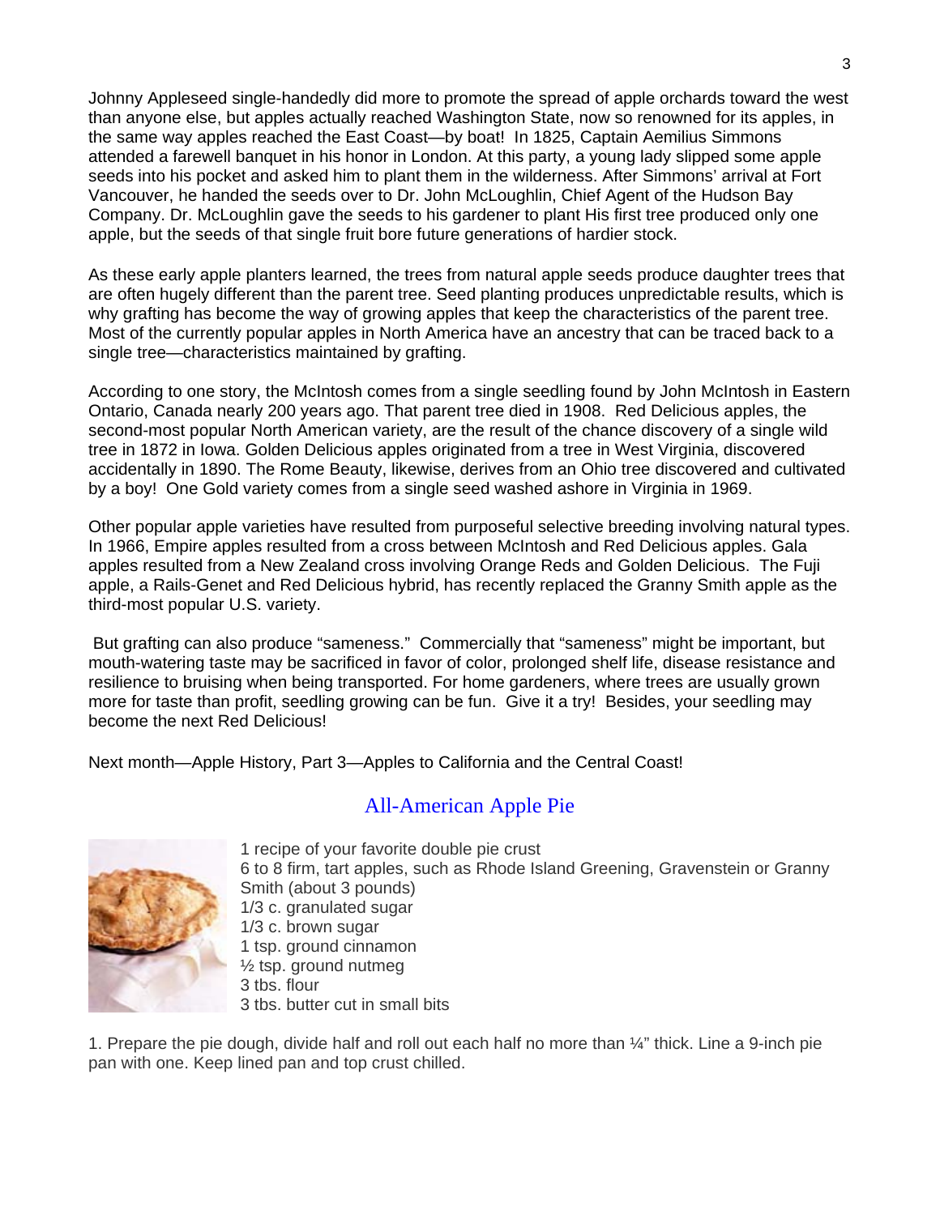Johnny Appleseed single-handedly did more to promote the spread of apple orchards toward the west than anyone else, but apples actually reached Washington State, now so renowned for its apples, in the same way apples reached the East Coast—by boat! In 1825, Captain Aemilius Simmons attended a farewell banquet in his honor in London. At this party, a young lady slipped some apple seeds into his pocket and asked him to plant them in the wilderness. After Simmons' arrival at Fort Vancouver, he handed the seeds over to Dr. John McLoughlin, Chief Agent of the Hudson Bay Company. Dr. McLoughlin gave the seeds to his gardener to plant His first tree produced only one apple, but the seeds of that single fruit bore future generations of hardier stock.

As these early apple planters learned, the trees from natural apple seeds produce daughter trees that are often hugely different than the parent tree. Seed planting produces unpredictable results, which is why grafting has become the way of growing apples that keep the characteristics of the parent tree. Most of the currently popular apples in North America have an ancestry that can be traced back to a single tree—characteristics maintained by grafting.

According to one story, the McIntosh comes from a single seedling found by John McIntosh in Eastern Ontario, Canada nearly 200 years ago. That parent tree died in 1908. Red Delicious apples, the second-most popular North American variety, are the result of the chance discovery of a single wild tree in 1872 in Iowa. Golden Delicious apples originated from a tree in West Virginia, discovered accidentally in 1890. The Rome Beauty, likewise, derives from an Ohio tree discovered and cultivated by a boy! One Gold variety comes from a single seed washed ashore in Virginia in 1969.

Other popular apple varieties have resulted from purposeful selective breeding involving natural types. In 1966, Empire apples resulted from a cross between McIntosh and Red Delicious apples. Gala apples resulted from a New Zealand cross involving Orange Reds and Golden Delicious. The Fuji apple, a Rails-Genet and Red Delicious hybrid, has recently replaced the Granny Smith apple as the third-most popular U.S. variety.

But grafting can also produce "sameness." Commercially that "sameness" might be important, but mouth-watering taste may be sacrificed in favor of color, prolonged shelf life, disease resistance and resilience to bruising when being transported. For home gardeners, where trees are usually grown more for taste than profit, seedling growing can be fun. Give it a try! Besides, your seedling may become the next Red Delicious!

Next month—Apple History, Part 3—Apples to California and the Central Coast!

## All-American Apple Pie

1 recipe of your favorite double pie crust
6 to 8 firm, tart apples, such as Rhode Island Greening, Gravenstein or Granny Smith (about 3 pounds)
1/3 c. granulated sugar
1/3 c. brown sugar
1 tsp. ground cinnamon
½ tsp. ground nutmeg
3 tbs. flour
3 tbs. butter cut in small bits

1. Prepare the pie dough, divide half and roll out each half no more than ¼" thick. Line a 9-inch pie pan with one. Keep lined pan and top crust chilled.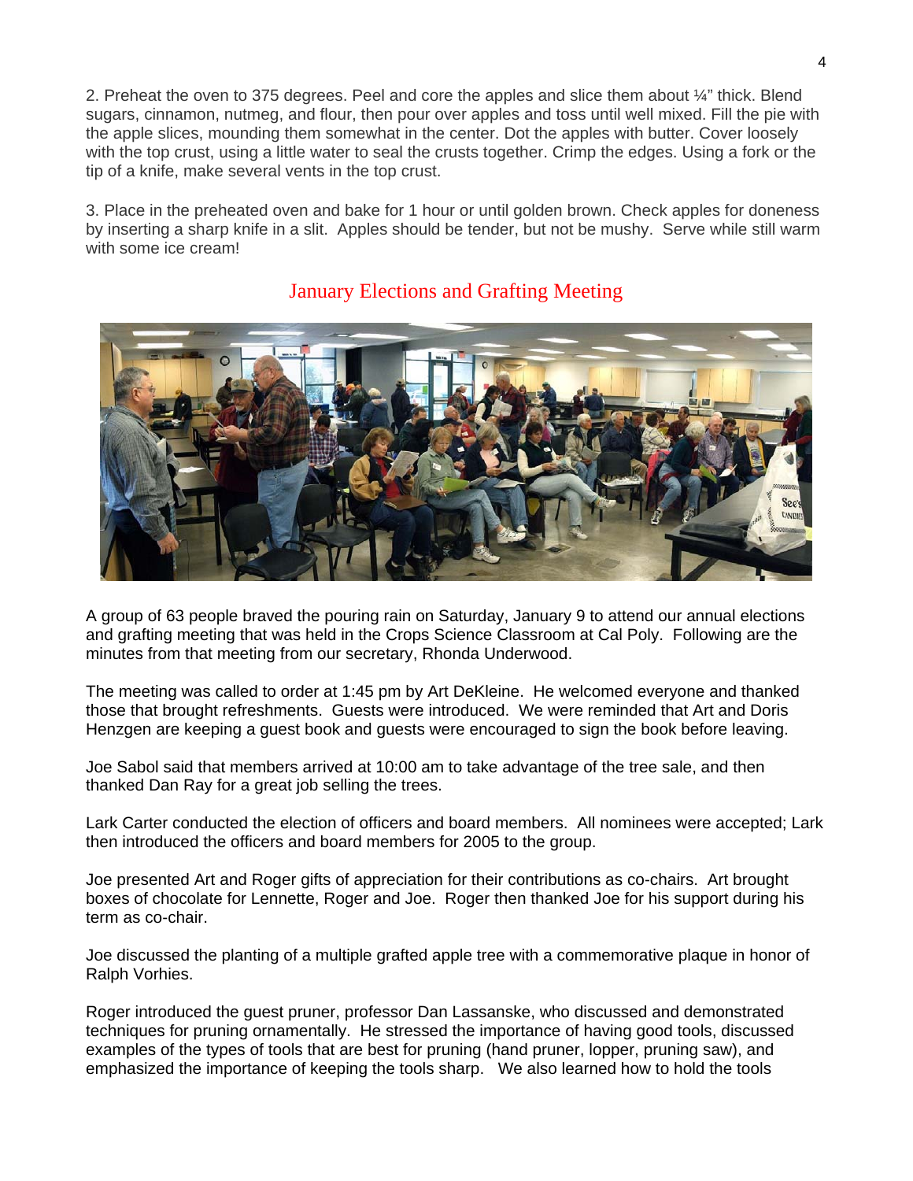2. Preheat the oven to 375 degrees. Peel and core the apples and slice them about ¼" thick. Blend sugars, cinnamon, nutmeg, and flour, then pour over apples and toss until well mixed. Fill the pie with the apple slices, mounding them somewhat in the center. Dot the apples with butter. Cover loosely with the top crust, using a little water to seal the crusts together. Crimp the edges. Using a fork or the tip of a knife, make several vents in the top crust.

3. Place in the preheated oven and bake for 1 hour or until golden brown. Check apples for doneness by inserting a sharp knife in a slit. Apples should be tender, but not be mushy. Serve while still warm with some ice cream!

## January Elections and Grafting Meeting

A group of 63 people braved the pouring rain on Saturday, January 9 to attend our annual elections and grafting meeting that was held in the Crops Science Classroom at Cal Poly. Following are the minutes from that meeting from our secretary, Rhonda Underwood.

The meeting was called to order at 1:45 pm by Art DeKleine. He welcomed everyone and thanked those that brought refreshments. Guests were introduced. We were reminded that Art and Doris Henzgen are keeping a guest book and guests were encouraged to sign the book before leaving.

Joe Sabol said that members arrived at 10:00 am to take advantage of the tree sale, and then thanked Dan Ray for a great job selling the trees.

Lark Carter conducted the election of officers and board members. All nominees were accepted; Lark then introduced the officers and board members for 2005 to the group.

Joe presented Art and Roger gifts of appreciation for their contributions as co-chairs. Art brought boxes of chocolate for Lennette, Roger and Joe. Roger then thanked Joe for his support during his term as co-chair.

Joe discussed the planting of a multiple grafted apple tree with a commemorative plaque in honor of Ralph Vorhies.

Roger introduced the guest pruner, professor Dan Lassanske, who discussed and demonstrated techniques for pruning ornamentally. He stressed the importance of having good tools, discussed examples of the types of tools that are best for pruning (hand pruner, lopper, pruning saw), and emphasized the importance of keeping the tools sharp. We also learned how to hold the tools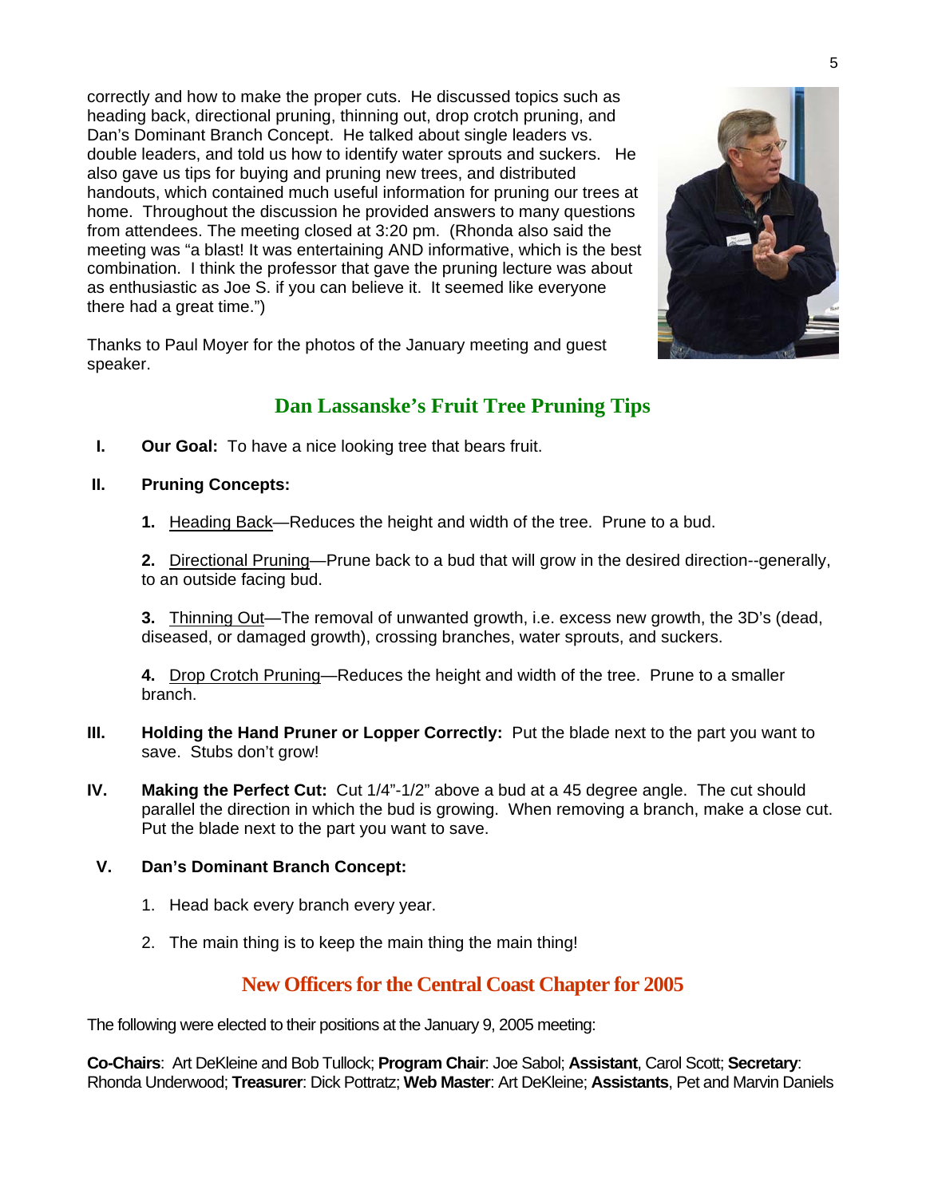correctly and how to make the proper cuts. He discussed topics such as heading back, directional pruning, thinning out, drop crotch pruning, and Dan's Dominant Branch Concept. He talked about single leaders vs. double leaders, and told us how to identify water sprouts and suckers. He also gave us tips for buying and pruning new trees, and distributed handouts, which contained much useful information for pruning our trees at home. Throughout the discussion he provided answers to many questions from attendees. The meeting closed at 3:20 pm. (Rhonda also said the meeting was "a blast! It was entertaining AND informative, which is the best combination. I think the professor that gave the pruning lecture was about as enthusiastic as Joe S. if you can believe it. It seemed like everyone there had a great time.")

Thanks to Paul Moyer for the photos of the January meeting and guest speaker.

## Dan Lassanske's Fruit Tree Pruning Tips

**I. Our Goal:** To have a nice looking tree that bears fruit.

**II. Pruning Concepts:**

**1.** Heading Back—Reduces the height and width of the tree. Prune to a bud.

**2.** Directional Pruning—Prune back to a bud that will grow in the desired direction--generally, to an outside facing bud.

**3.** Thinning Out—The removal of unwanted growth, i.e. excess new growth, the 3D's (dead, diseased, or damaged growth), crossing branches, water sprouts, and suckers.

**4.** Drop Crotch Pruning—Reduces the height and width of the tree. Prune to a smaller branch.

**III. Holding the Hand Pruner or Lopper Correctly:** Put the blade next to the part you want to save. Stubs don't grow!

**IV. Making the Perfect Cut:** Cut 1/4"-1/2" above a bud at a 45 degree angle. The cut should parallel the direction in which the bud is growing. When removing a branch, make a close cut. Put the blade next to the part you want to save.

**V. Dan's Dominant Branch Concept:**

1. Head back every branch every year.
2. The main thing is to keep the main thing the main thing!

## New Officers for the Central Coast Chapter for 2005

The following were elected to their positions at the January 9, 2005 meeting:

**Co-Chairs**: Art DeKleine and Bob Tullock; **Program Chair**: Joe Sabol; **Assistant**, Carol Scott; **Secretary**: Rhonda Underwood; **Treasurer**: Dick Pottratz; **Web Master**: Art DeKleine; **Assistants**, Pet and Marvin Daniels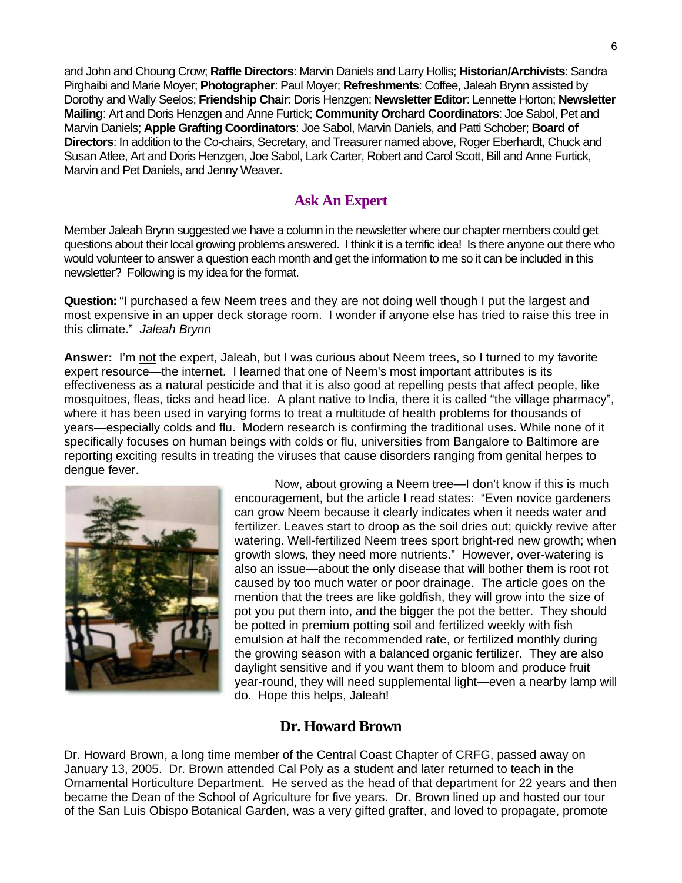and John and Choung Crow; **Raffle Directors**: Marvin Daniels and Larry Hollis; **Historian/Archivists**: Sandra Pirghaibi and Marie Moyer; **Photographer**: Paul Moyer; **Refreshments**: Coffee, Jaleah Brynn assisted by Dorothy and Wally Seelos; **Friendship Chair**: Doris Henzgen; **Newsletter Editor**: Lennette Horton; **Newsletter Mailing**: Art and Doris Henzgen and Anne Furtick; **Community Orchard Coordinators**: Joe Sabol, Pet and Marvin Daniels; **Apple Grafting Coordinators**: Joe Sabol, Marvin Daniels, and Patti Schober; **Board of Directors**: In addition to the Co-chairs, Secretary, and Treasurer named above, Roger Eberhardt, Chuck and Susan Atlee, Art and Doris Henzgen, Joe Sabol, Lark Carter, Robert and Carol Scott, Bill and Anne Furtick, Marvin and Pet Daniels, and Jenny Weaver.

## Ask An Expert

Member Jaleah Brynn suggested we have a column in the newsletter where our chapter members could get questions about their local growing problems answered. I think it is a terrific idea! Is there anyone out there who would volunteer to answer a question each month and get the information to me so it can be included in this newsletter? Following is my idea for the format.

**Question:** "I purchased a few Neem trees and they are not doing well though I put the largest and most expensive in an upper deck storage room. I wonder if anyone else has tried to raise this tree in this climate." *Jaleah Brynn*

**Answer:** I'm not the expert, Jaleah, but I was curious about Neem trees, so I turned to my favorite expert resource—the internet. I learned that one of Neem's most important attributes is its effectiveness as a natural pesticide and that it is also good at repelling pests that affect people, like mosquitoes, fleas, ticks and head lice. A plant native to India, there it is called "the village pharmacy", where it has been used in varying forms to treat a multitude of health problems for thousands of years—especially colds and flu. Modern research is confirming the traditional uses. While none of it specifically focuses on human beings with colds or flu, universities from Bangalore to Baltimore are reporting exciting results in treating the viruses that cause disorders ranging from genital herpes to dengue fever.

Now, about growing a Neem tree—I don't know if this is much encouragement, but the article I read states: "Even novice gardeners can grow Neem because it clearly indicates when it needs water and fertilizer. Leaves start to droop as the soil dries out; quickly revive after watering. Well-fertilized Neem trees sport bright-red new growth; when growth slows, they need more nutrients." However, over-watering is also an issue—about the only disease that will bother them is root rot caused by too much water or poor drainage. The article goes on the mention that the trees are like goldfish, they will grow into the size of pot you put them into, and the bigger the pot the better. They should be potted in premium potting soil and fertilized weekly with fish emulsion at half the recommended rate, or fertilized monthly during the growing season with a balanced organic fertilizer. They are also daylight sensitive and if you want them to bloom and produce fruit year-round, they will need supplemental light—even a nearby lamp will do. Hope this helps, Jaleah!

## Dr. Howard Brown

Dr. Howard Brown, a long time member of the Central Coast Chapter of CRFG, passed away on January 13, 2005. Dr. Brown attended Cal Poly as a student and later returned to teach in the Ornamental Horticulture Department. He served as the head of that department for 22 years and then became the Dean of the School of Agriculture for five years. Dr. Brown lined up and hosted our tour of the San Luis Obispo Botanical Garden, was a very gifted grafter, and loved to propagate, promote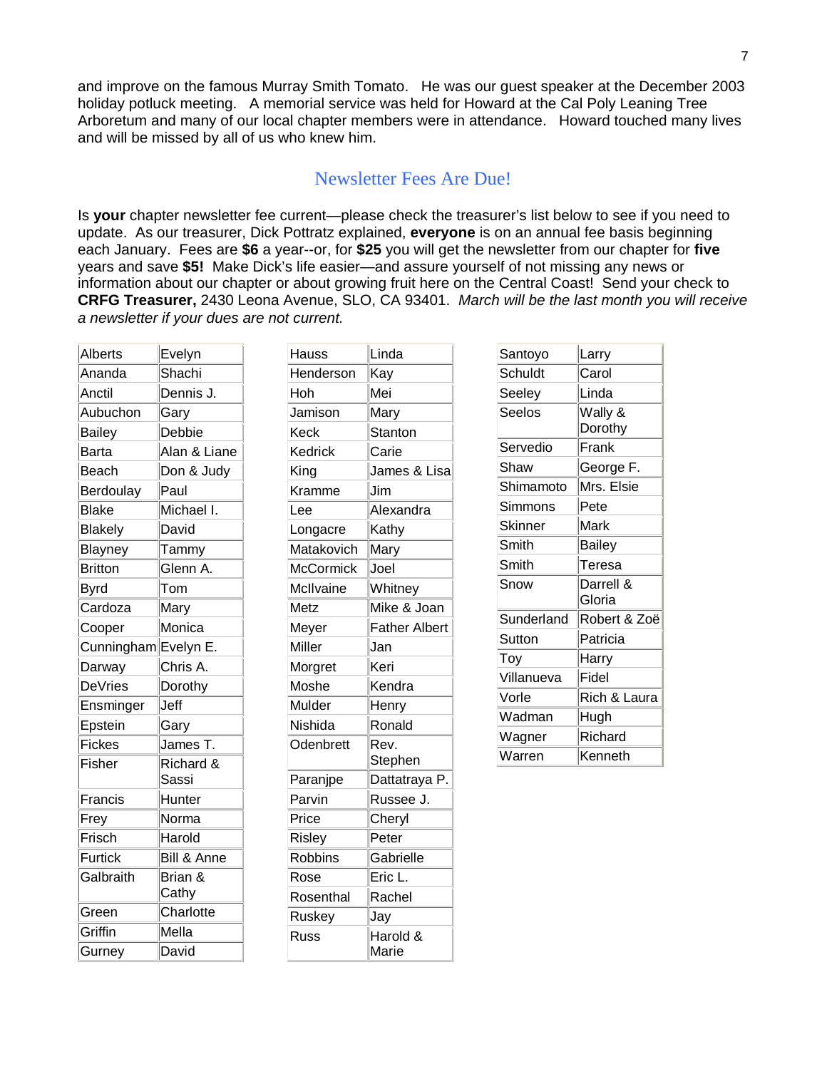and improve on the famous Murray Smith Tomato. He was our guest speaker at the December 2003 holiday potluck meeting. A memorial service was held for Howard at the Cal Poly Leaning Tree Arboretum and many of our local chapter members were in attendance. Howard touched many lives and will be missed by all of us who knew him.

## Newsletter Fees Are Due!

Is **your** chapter newsletter fee current—please check the treasurer's list below to see if you need to update. As our treasurer, Dick Pottratz explained, **everyone** is on an annual fee basis beginning each January. Fees are **$6** a year--or, for **$25** you will get the newsletter from our chapter for **five** years and save **$5!** Make Dick's life easier—and assure yourself of not missing any news or information about our chapter or about growing fruit here on the Central Coast! Send your check to **CRFG Treasurer,** 2430 Leona Avenue, SLO, CA 93401. *March will be the last month you will receive a newsletter if your dues are not current.*

| | |
|---|---|
| Alberts | Evelyn |
| Ananda | Shachi |
| Anctil | Dennis J. |
| Aubuchon | Gary |
| Bailey | Debbie |
| Barta | Alan & Liane |
| Beach | Don & Judy |
| Berdoulay | Paul |
| Blake | Michael I. |
| Blakely | David |
| Blayney | Tammy |
| Britton | Glenn A. |
| Byrd | Tom |
| Cardoza | Mary |
| Cooper | Monica |
| Cunningham | Evelyn E. |
| Darway | Chris A. |
| DeVries | Dorothy |
| Ensminger | Jeff |
| Epstein | Gary |
| Fickes | James T. |
| Fisher | Richard & Sassi |
| Francis | Hunter |
| Frey | Norma |
| Frisch | Harold |
| Furtick | Bill & Anne |
| Galbraith | Brian & Cathy |
| Green | Charlotte |
| Griffin | Mella |
| Gurney | David |

| | |
|---|---|
| Hauss | Linda |
| Henderson | Kay |
| Hoh | Mei |
| Jamison | Mary |
| Keck | Stanton |
| Kedrick | Carie |
| King | James & Lisa |
| Kramme | Jim |
| Lee | Alexandra |
| Longacre | Kathy |
| Matakovich | Mary |
| McCormick | Joel |
| McIlvaine | Whitney |
| Metz | Mike & Joan |
| Meyer | Father Albert |
| Miller | Jan |
| Morgret | Keri |
| Moshe | Kendra |
| Mulder | Henry |
| Nishida | Ronald |
| Odenbrett | Rev. Stephen |
| Paranjpe | Dattatraya P. |
| Parvin | Russee J. |
| Price | Cheryl |
| Risley | Peter |
| Robbins | Gabrielle |
| Rose | Eric L. |
| Rosenthal | Rachel |
| Ruskey | Jay |
| Russ | Harold & Marie |

| | |
|---|---|
| Santoyo | Larry |
| Schuldt | Carol |
| Seeley | Linda |
| Seelos | Wally & Dorothy |
| Servedio | Frank |
| Shaw | George F. |
| Shimamoto | Mrs. Elsie |
| Simmons | Pete |
| Skinner | Mark |
| Smith | Bailey |
| Smith | Teresa |
| Snow | Darrell & Gloria |
| Sunderland | Robert & Zoë |
| Sutton | Patricia |
| Toy | Harry |
| Villanueva | Fidel |
| Vorle | Rich & Laura |
| Wadman | Hugh |
| Wagner | Richard |
| Warren | Kenneth |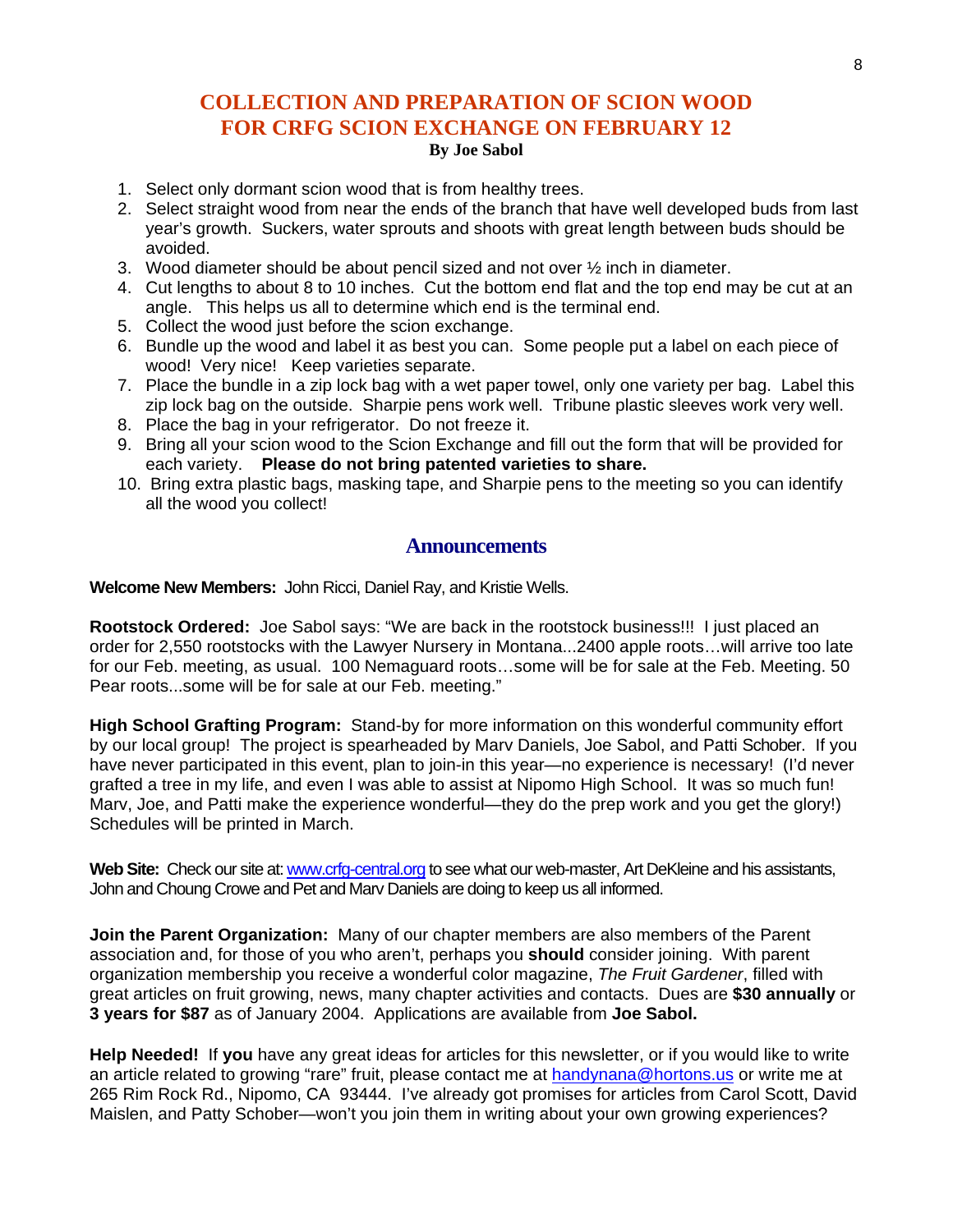## COLLECTION AND PREPARATION OF SCION WOOD FOR CRFG SCION EXCHANGE ON FEBRUARY 12

**By Joe Sabol**

1. Select only dormant scion wood that is from healthy trees.
2. Select straight wood from near the ends of the branch that have well developed buds from last year's growth. Suckers, water sprouts and shoots with great length between buds should be avoided.
3. Wood diameter should be about pencil sized and not over ½ inch in diameter.
4. Cut lengths to about 8 to 10 inches. Cut the bottom end flat and the top end may be cut at an angle. This helps us all to determine which end is the terminal end.
5. Collect the wood just before the scion exchange.
6. Bundle up the wood and label it as best you can. Some people put a label on each piece of wood! Very nice! Keep varieties separate.
7. Place the bundle in a zip lock bag with a wet paper towel, only one variety per bag. Label this zip lock bag on the outside. Sharpie pens work well. Tribune plastic sleeves work very well.
8. Place the bag in your refrigerator. Do not freeze it.
9. Bring all your scion wood to the Scion Exchange and fill out the form that will be provided for each variety. **Please do not bring patented varieties to share.**
10. Bring extra plastic bags, masking tape, and Sharpie pens to the meeting so you can identify all the wood you collect!

## Announcements

**Welcome New Members:** John Ricci, Daniel Ray, and Kristie Wells.

**Rootstock Ordered:** Joe Sabol says: "We are back in the rootstock business!!! I just placed an order for 2,550 rootstocks with the Lawyer Nursery in Montana...2400 apple roots…will arrive too late for our Feb. meeting, as usual. 100 Nemaguard roots…some will be for sale at the Feb. Meeting. 50 Pear roots...some will be for sale at our Feb. meeting."

**High School Grafting Program:** Stand-by for more information on this wonderful community effort by our local group! The project is spearheaded by Marv Daniels, Joe Sabol, and Patti Schober. If you have never participated in this event, plan to join-in this year—no experience is necessary! (I'd never grafted a tree in my life, and even I was able to assist at Nipomo High School. It was so much fun! Marv, Joe, and Patti make the experience wonderful—they do the prep work and you get the glory!) Schedules will be printed in March.

**Web Site:** Check our site at: www.crfg-central.org to see what our web-master, Art DeKleine and his assistants, John and Choung Crowe and Pet and Marv Daniels are doing to keep us all informed.

**Join the Parent Organization:** Many of our chapter members are also members of the Parent association and, for those of you who aren't, perhaps you **should** consider joining. With parent organization membership you receive a wonderful color magazine, *The Fruit Gardener*, filled with great articles on fruit growing, news, many chapter activities and contacts. Dues are **$30 annually** or **3 years for $87** as of January 2004. Applications are available from **Joe Sabol.**

**Help Needed!** If **you** have any great ideas for articles for this newsletter, or if you would like to write an article related to growing "rare" fruit, please contact me at handynana@hortons.us or write me at 265 Rim Rock Rd., Nipomo, CA 93444. I've already got promises for articles from Carol Scott, David Maislen, and Patty Schober—won't you join them in writing about your own growing experiences?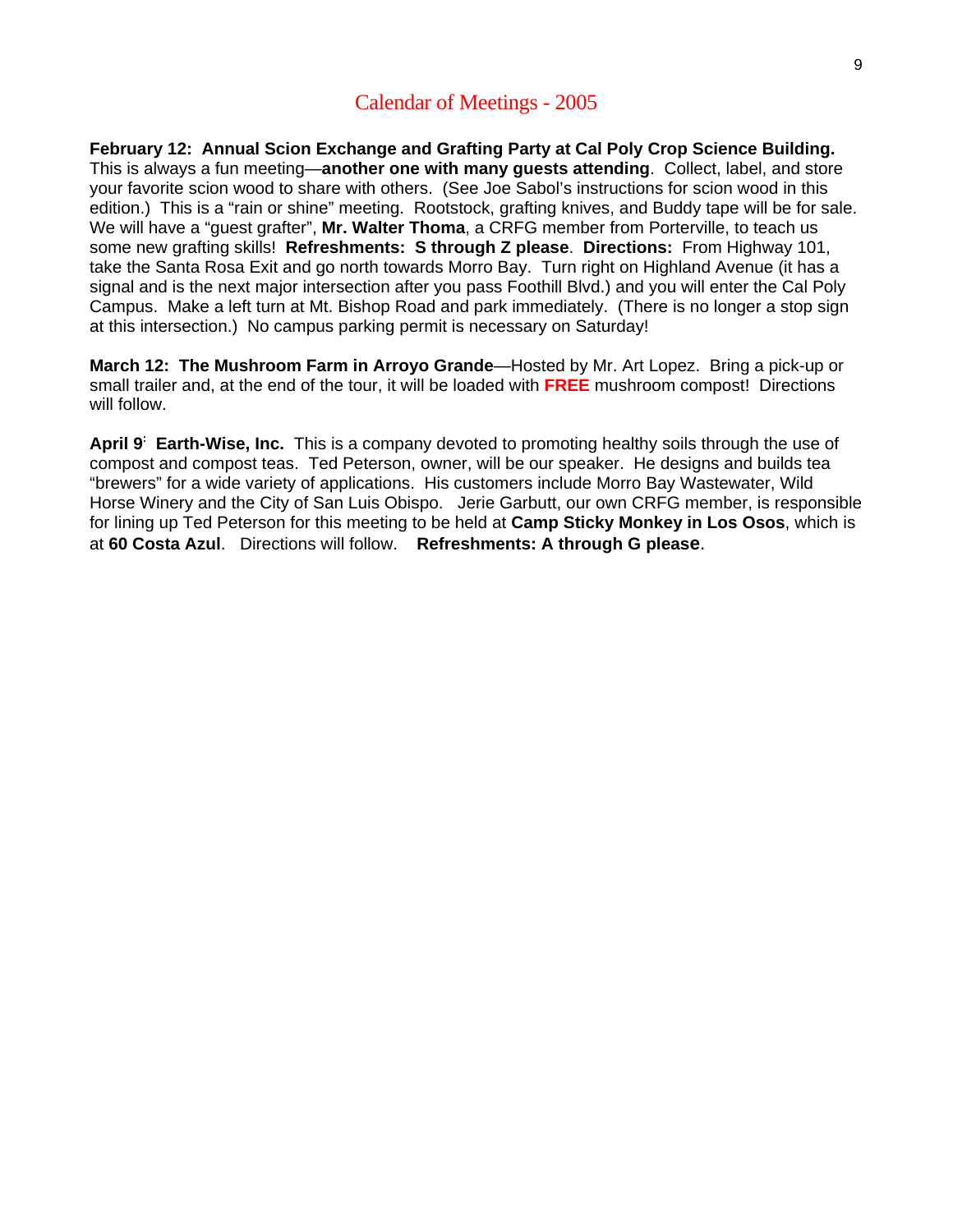# Calendar of Meetings - 2005

**February 12: Annual Scion Exchange and Grafting Party at Cal Poly Crop Science Building.** This is always a fun meeting—**another one with many guests attending**. Collect, label, and store your favorite scion wood to share with others. (See Joe Sabol's instructions for scion wood in this edition.) This is a "rain or shine" meeting. Rootstock, grafting knives, and Buddy tape will be for sale. We will have a "guest grafter", **Mr. Walter Thoma**, a CRFG member from Porterville, to teach us some new grafting skills! **Refreshments: S through Z please**. **Directions:** From Highway 101, take the Santa Rosa Exit and go north towards Morro Bay. Turn right on Highland Avenue (it has a signal and is the next major intersection after you pass Foothill Blvd.) and you will enter the Cal Poly Campus. Make a left turn at Mt. Bishop Road and park immediately. (There is no longer a stop sign at this intersection.) No campus parking permit is necessary on Saturday!

**March 12: The Mushroom Farm in Arroyo Grande**—Hosted by Mr. Art Lopez. Bring a pick-up or small trailer and, at the end of the tour, it will be loaded with **FREE** mushroom compost! Directions will follow.

**April 9: Earth-Wise, Inc.** This is a company devoted to promoting healthy soils through the use of compost and compost teas. Ted Peterson, owner, will be our speaker. He designs and builds tea "brewers" for a wide variety of applications. His customers include Morro Bay Wastewater, Wild Horse Winery and the City of San Luis Obispo. Jerie Garbutt, our own CRFG member, is responsible for lining up Ted Peterson for this meeting to be held at **Camp Sticky Monkey in Los Osos**, which is at **60 Costa Azul**. Directions will follow. **Refreshments: A through G please**.